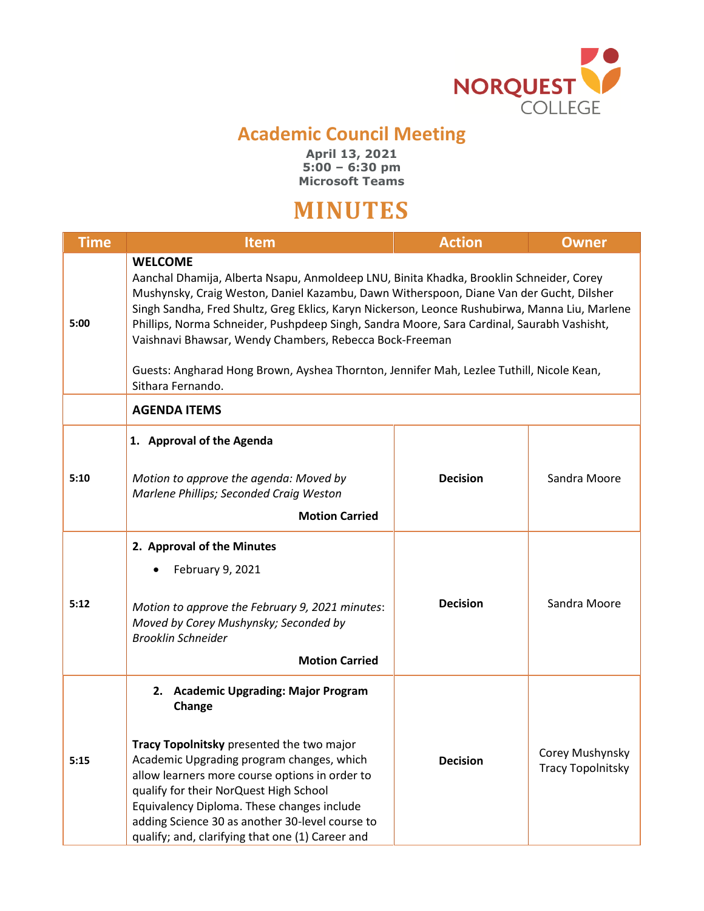# Academic Council Meeting

**April 13, 2021**
**5:00 – 6:30 pm**
**Microsoft Teams**

# MINUTES

| Time | Item | Action | Owner |
|---|---|---|---|
| 5:00 | **WELCOME**<br>Aanchal Dhamija, Alberta Nsapu, Anmoldeep LNU, Binita Khadka, Brooklin Schneider, Corey Mushynsky, Craig Weston, Daniel Kazambu, Dawn Witherspoon, Diane Van der Gucht, Dilsher Singh Sandha, Fred Shultz, Greg Eklics, Karyn Nickerson, Leonce Rushubirwa, Manna Liu, Marlene Phillips, Norma Schneider, Pushpdeep Singh, Sandra Moore, Sara Cardinal, Saurabh Vashisht, Vaishnavi Bhawsar, Wendy Chambers, Rebecca Bock-Freeman<br><br>Guests: Angharad Hong Brown, Ayshea Thornton, Jennifer Mah, Lezlee Tuthill, Nicole Kean, Sithara Fernando. | | |
| | **AGENDA ITEMS** | | |
| 5:10 | **1. Approval of the Agenda**<br><br>*Motion to approve the agenda: Moved by Marlene Phillips; Seconded Craig Weston*<br><br>**Motion Carried** | **Decision** | Sandra Moore |
| 5:12 | **2. Approval of the Minutes**<br>• February 9, 2021<br><br>*Motion to approve the February 9, 2021 minutes*: *Moved by Corey Mushynsky; Seconded by Brooklin Schneider*<br><br>**Motion Carried** | **Decision** | Sandra Moore |
| 5:15 | **2. Academic Upgrading: Major Program Change**<br><br>**Tracy Topolnitsky** presented the two major Academic Upgrading program changes, which allow learners more course options in order to qualify for their NorQuest High School Equivalency Diploma. These changes include adding Science 30 as another 30-level course to qualify; and, clarifying that one (1) Career and | **Decision** | Corey Mushynsky<br>Tracy Topolnitsky |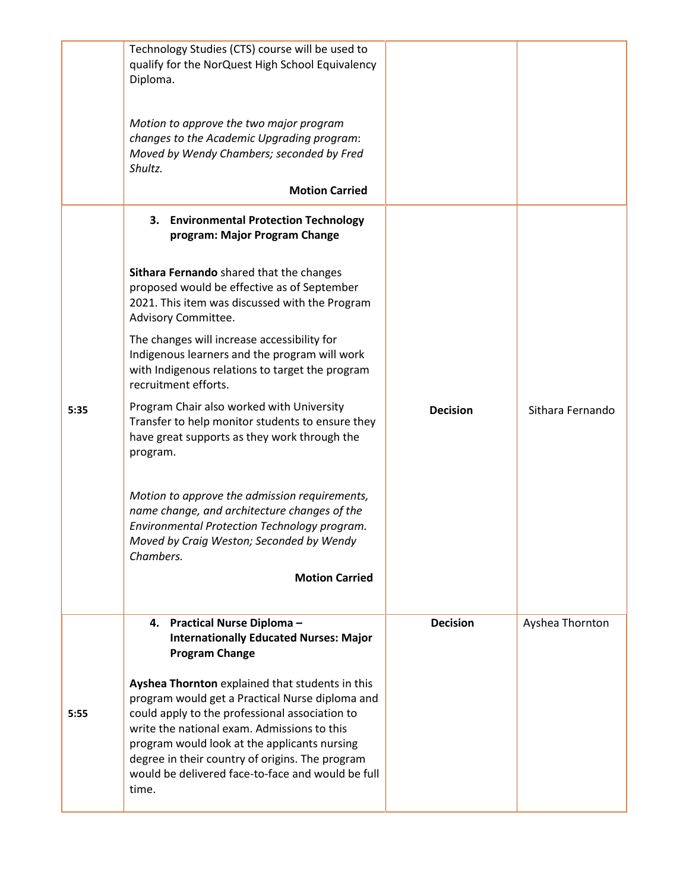| | | | |
|---|---|---|---|
| | Technology Studies (CTS) course will be used to qualify for the NorQuest High School Equivalency Diploma.<br><br>*Motion to approve the two major program changes to the Academic Upgrading program: Moved by Wendy Chambers; seconded by Fred Shultz.*<br><br>**Motion Carried** | | |
| 5:35 | **3. Environmental Protection Technology program: Major Program Change**<br><br>**Sithara Fernando** shared that the changes proposed would be effective as of September 2021. This item was discussed with the Program Advisory Committee.<br><br>The changes will increase accessibility for Indigenous learners and the program will work with Indigenous relations to target the program recruitment efforts.<br><br>Program Chair also worked with University Transfer to help monitor students to ensure they have great supports as they work through the program.<br><br>*Motion to approve the admission requirements, name change, and architecture changes of the Environmental Protection Technology program. Moved by Craig Weston; Seconded by Wendy Chambers.*<br><br>**Motion Carried** | **Decision** | Sithara Fernando |
| 5:55 | **4. Practical Nurse Diploma – Internationally Educated Nurses: Major Program Change**<br><br>**Ayshea Thornton** explained that students in this program would get a Practical Nurse diploma and could apply to the professional association to write the national exam. Admissions to this program would look at the applicants nursing degree in their country of origins. The program would be delivered face-to-face and would be full time. | **Decision** | Ayshea Thornton |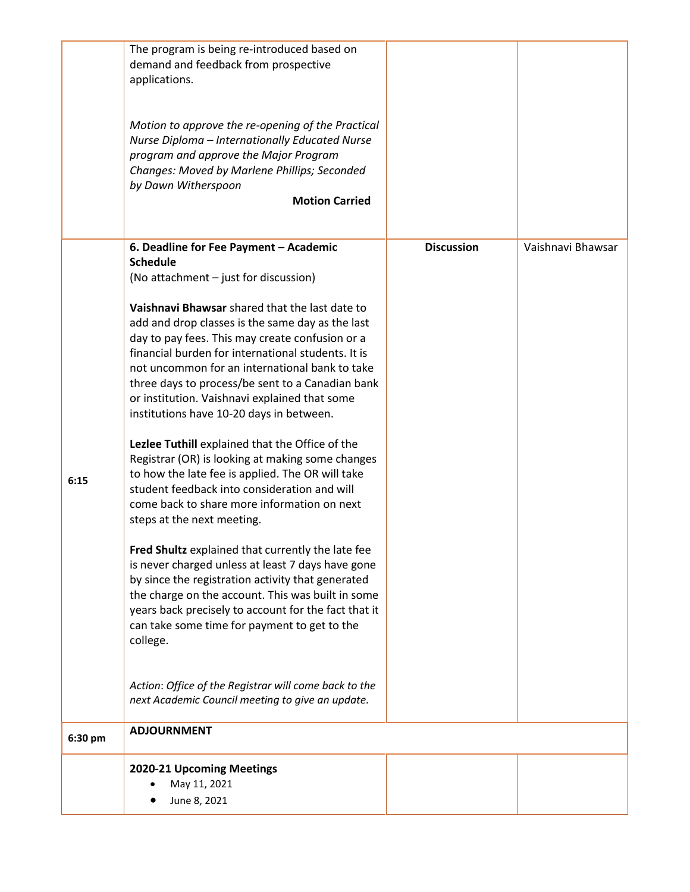| | | | |
|---|---|---|---|
| | The program is being re-introduced based on demand and feedback from prospective applications.<br><br>*Motion to approve the re-opening of the Practical Nurse Diploma – Internationally Educated Nurse program and approve the Major Program Changes: Moved by Marlene Phillips; Seconded by Dawn Witherspoon*<br>**Motion Carried** | | |
| 6:15 | **6. Deadline for Fee Payment – Academic Schedule**<br>(No attachment – just for discussion)<br><br>**Vaishnavi Bhawsar** shared that the last date to add and drop classes is the same day as the last day to pay fees. This may create confusion or a financial burden for international students. It is not uncommon for an international bank to take three days to process/be sent to a Canadian bank or institution. Vaishnavi explained that some institutions have 10-20 days in between.<br><br>**Lezlee Tuthill** explained that the Office of the Registrar (OR) is looking at making some changes to how the late fee is applied. The OR will take student feedback into consideration and will come back to share more information on next steps at the next meeting.<br><br>**Fred Shultz** explained that currently the late fee is never charged unless at least 7 days have gone by since the registration activity that generated the charge on the account. This was built in some years back precisely to account for the fact that it can take some time for payment to get to the college.<br><br>*Action: Office of the Registrar will come back to the next Academic Council meeting to give an update.* | **Discussion** | Vaishnavi Bhawsar |
| 6:30 pm | **ADJOURNMENT** | | |
| | **2020-21 Upcoming Meetings**<br>• May 11, 2021<br>• June 8, 2021 | | |